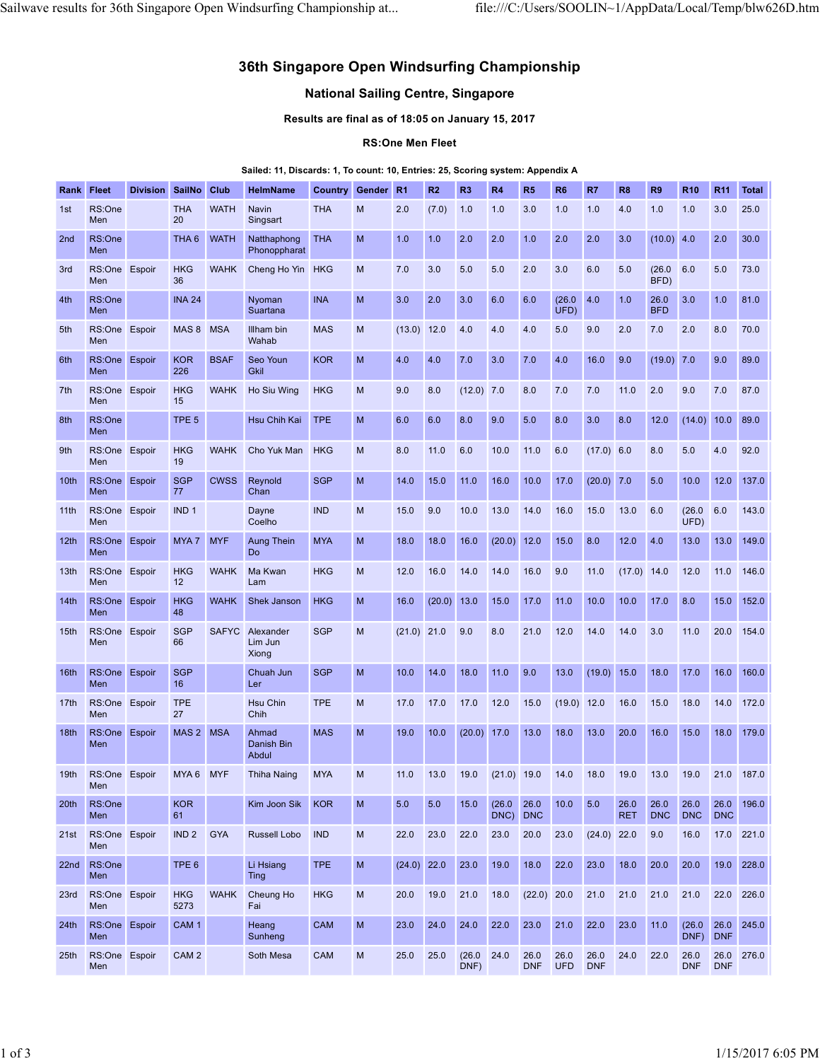# 36th Singapore Open Windsurfing Championship

## National Sailing Centre, Singapore

### Results are final as of 18:05 on January 15, 2017

### RS:One Men Fleet

**Sailed: 11, Discards: 1, To count: 10, Entries: 25, Scoring system: Appendix A**

| Rank | Fleet | Division | SailNo | Club | HelmName | Country | Gender | R1 | R2 | R3 | R4 | R5 | R6 | R7 | R8 | R9 | R10 | R11 | Total |
|---|---|---|---|---|---|---|---|---|---|---|---|---|---|---|---|---|---|---|---|
| 1st | RS:One Men | | THA 20 | WATH | Navin Singsart | THA | M | 2.0 | (7.0) | 1.0 | 1.0 | 3.0 | 1.0 | 1.0 | 4.0 | 1.0 | 1.0 | 3.0 | 25.0 |
| 2nd | RS:One Men | | THA 6 | WATH | Natthaphong Phonoppharat | THA | M | 1.0 | 1.0 | 2.0 | 2.0 | 1.0 | 2.0 | 2.0 | 3.0 | (10.0) | 4.0 | 2.0 | 30.0 |
| 3rd | RS:One Men | Espoir | HKG 36 | WAHK | Cheng Ho Yin | HKG | M | 7.0 | 3.0 | 5.0 | 5.0 | 2.0 | 3.0 | 6.0 | 5.0 | (26.0 BFD) | 6.0 | 5.0 | 73.0 |
| 4th | RS:One Men | | INA 24 | | Nyoman Suartana | INA | M | 3.0 | 2.0 | 3.0 | 6.0 | 6.0 | (26.0 UFD) | 4.0 | 1.0 | 26.0 BFD | 3.0 | 1.0 | 81.0 |
| 5th | RS:One Men | Espoir | MAS 8 | MSA | Illham bin Wahab | MAS | M | (13.0) | 12.0 | 4.0 | 4.0 | 4.0 | 5.0 | 9.0 | 2.0 | 7.0 | 2.0 | 8.0 | 70.0 |
| 6th | RS:One Men | Espoir | KOR 226 | BSAF | Seo Youn Gkil | KOR | M | 4.0 | 4.0 | 7.0 | 3.0 | 7.0 | 4.0 | 16.0 | 9.0 | (19.0) | 7.0 | 9.0 | 89.0 |
| 7th | RS:One Men | Espoir | HKG 15 | WAHK | Ho Siu Wing | HKG | M | 9.0 | 8.0 | (12.0) | 7.0 | 8.0 | 7.0 | 7.0 | 11.0 | 2.0 | 9.0 | 7.0 | 87.0 |
| 8th | RS:One Men | | TPE 5 | | Hsu Chih Kai | TPE | M | 6.0 | 6.0 | 8.0 | 9.0 | 5.0 | 8.0 | 3.0 | 8.0 | 12.0 | (14.0) | 10.0 | 89.0 |
| 9th | RS:One Men | Espoir | HKG 19 | WAHK | Cho Yuk Man | HKG | M | 8.0 | 11.0 | 6.0 | 10.0 | 11.0 | 6.0 | (17.0) | 6.0 | 8.0 | 5.0 | 4.0 | 92.0 |
| 10th | RS:One Men | Espoir | SGP 77 | CWSS | Reynold Chan | SGP | M | 14.0 | 15.0 | 11.0 | 16.0 | 10.0 | 17.0 | (20.0) | 7.0 | 5.0 | 10.0 | 12.0 | 137.0 |
| 11th | RS:One Men | Espoir | IND 1 | | Dayne Coelho | IND | M | 15.0 | 9.0 | 10.0 | 13.0 | 14.0 | 16.0 | 15.0 | 13.0 | 6.0 | (26.0 UFD) | 6.0 | 143.0 |
| 12th | RS:One Men | Espoir | MYA 7 | MYF | Aung Thein Do | MYA | M | 18.0 | 18.0 | 16.0 | (20.0) | 12.0 | 15.0 | 8.0 | 12.0 | 4.0 | 13.0 | 13.0 | 149.0 |
| 13th | RS:One Men | Espoir | HKG 12 | WAHK | Ma Kwan Lam | HKG | M | 12.0 | 16.0 | 14.0 | 14.0 | 16.0 | 9.0 | 11.0 | (17.0) | 14.0 | 12.0 | 11.0 | 146.0 |
| 14th | RS:One Men | Espoir | HKG 48 | WAHK | Shek Janson | HKG | M | 16.0 | (20.0) | 13.0 | 15.0 | 17.0 | 11.0 | 10.0 | 10.0 | 17.0 | 8.0 | 15.0 | 152.0 |
| 15th | RS:One Men | Espoir | SGP 66 | SAFYC | Alexander Lim Jun Xiong | SGP | M | (21.0) | 21.0 | 9.0 | 8.0 | 21.0 | 12.0 | 14.0 | 14.0 | 3.0 | 11.0 | 20.0 | 154.0 |
| 16th | RS:One Men | Espoir | SGP 16 | | Chuah Jun Ler | SGP | M | 10.0 | 14.0 | 18.0 | 11.0 | 9.0 | 13.0 | (19.0) | 15.0 | 18.0 | 17.0 | 16.0 | 160.0 |
| 17th | RS:One Men | Espoir | TPE 27 | | Hsu Chin Chih | TPE | M | 17.0 | 17.0 | 17.0 | 12.0 | 15.0 | (19.0) | 12.0 | 16.0 | 15.0 | 18.0 | 14.0 | 172.0 |
| 18th | RS:One Men | Espoir | MAS 2 | MSA | Ahmad Danish Bin Abdul | MAS | M | 19.0 | 10.0 | (20.0) | 17.0 | 13.0 | 18.0 | 13.0 | 20.0 | 16.0 | 15.0 | 18.0 | 179.0 |
| 19th | RS:One Men | Espoir | MYA 6 | MYF | Thiha Naing | MYA | M | 11.0 | 13.0 | 19.0 | (21.0) | 19.0 | 14.0 | 18.0 | 19.0 | 13.0 | 19.0 | 21.0 | 187.0 |
| 20th | RS:One Men | | KOR 61 | | Kim Joon Sik | KOR | M | 5.0 | 5.0 | 15.0 | (26.0 DNC) | 26.0 DNC | 10.0 | 5.0 | 26.0 RET | 26.0 DNC | 26.0 DNC | 26.0 DNC | 196.0 |
| 21st | RS:One Men | Espoir | IND 2 | GYA | Russell Lobo | IND | M | 22.0 | 23.0 | 22.0 | 23.0 | 20.0 | 23.0 | (24.0) | 22.0 | 9.0 | 16.0 | 17.0 | 221.0 |
| 22nd | RS:One Men | | TPE 6 | | Li Hsiang Ting | TPE | M | (24.0) | 22.0 | 23.0 | 19.0 | 18.0 | 22.0 | 23.0 | 18.0 | 20.0 | 20.0 | 19.0 | 228.0 |
| 23rd | RS:One Men | Espoir | HKG 5273 | WAHK | Cheung Ho Fai | HKG | M | 20.0 | 19.0 | 21.0 | 18.0 | (22.0) | 20.0 | 21.0 | 21.0 | 21.0 | 21.0 | 22.0 | 226.0 |
| 24th | RS:One Men | Espoir | CAM 1 | | Heang Sunheng | CAM | M | 23.0 | 24.0 | 24.0 | 22.0 | 23.0 | 21.0 | 22.0 | 23.0 | 11.0 | (26.0 DNF) | 26.0 DNF | 245.0 |
| 25th | RS:One Men | Espoir | CAM 2 | | Soth Mesa | CAM | M | 25.0 | 25.0 | (26.0 DNF) | 24.0 | 26.0 DNF | 26.0 UFD | 26.0 DNF | 24.0 | 22.0 | 26.0 DNF | 26.0 DNF | 276.0 |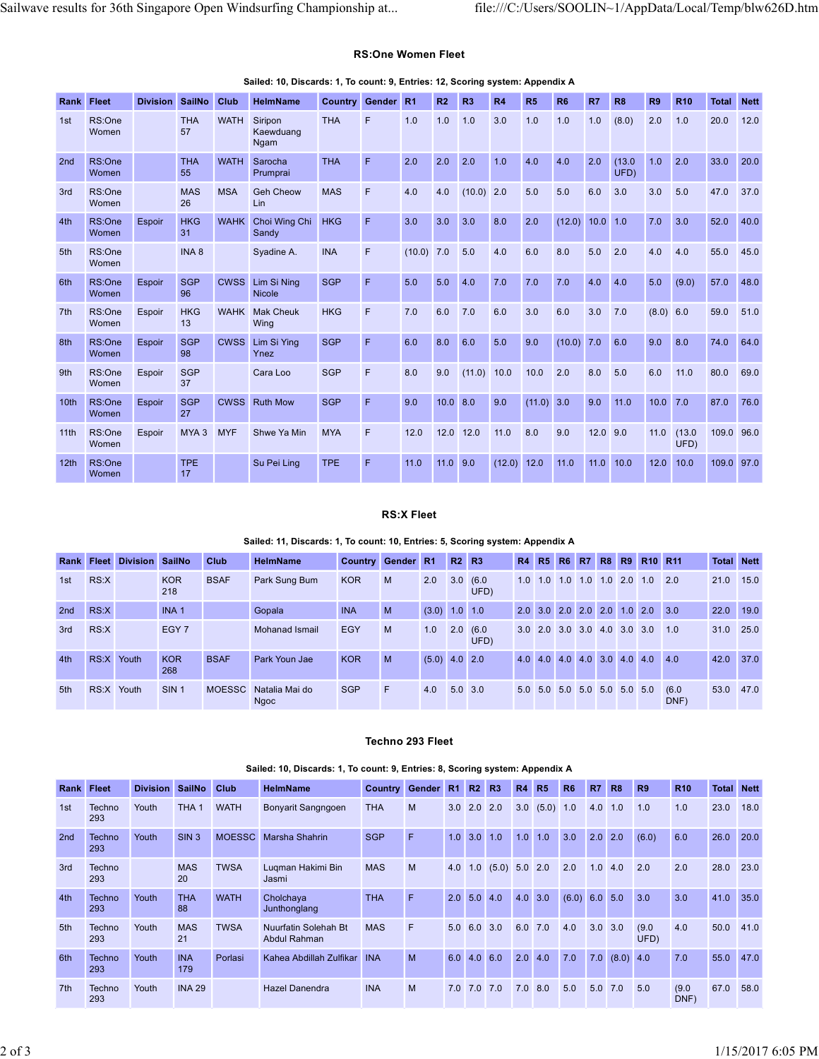### RS:One Women Fleet

Sailed: 10, Discards: 1, To count: 9, Entries: 12, Scoring system: Appendix A

| Rank | Fleet | Division | SailNo | Club | HelmName | Country | Gender | R1 | R2 | R3 | R4 | R5 | R6 | R7 | R8 | R9 | R10 | Total | Nett |
|---|---|---|---|---|---|---|---|---|---|---|---|---|---|---|---|---|---|---|---|
| 1st | RS:One Women | | THA 57 | WATH | Siripon Kaewduang Ngam | THA | F | 1.0 | 1.0 | 1.0 | 3.0 | 1.0 | 1.0 | 1.0 | (8.0) | 2.0 | 1.0 | 20.0 | 12.0 |
| 2nd | RS:One Women | | THA 55 | WATH | Sarocha Prumprai | THA | F | 2.0 | 2.0 | 2.0 | 1.0 | 4.0 | 4.0 | 2.0 | (13.0 UFD) | 1.0 | 2.0 | 33.0 | 20.0 |
| 3rd | RS:One Women | | MAS 26 | MSA | Geh Cheow Lin | MAS | F | 4.0 | 4.0 | (10.0) | 2.0 | 5.0 | 5.0 | 6.0 | 3.0 | 3.0 | 5.0 | 47.0 | 37.0 |
| 4th | RS:One Women | Espoir | HKG 31 | WAHK | Choi Wing Chi Sandy | HKG | F | 3.0 | 3.0 | 3.0 | 8.0 | 2.0 | (12.0) | 10.0 | 1.0 | 7.0 | 3.0 | 52.0 | 40.0 |
| 5th | RS:One Women | | INA 8 | | Syadine A. | INA | F | (10.0) | 7.0 | 5.0 | 4.0 | 6.0 | 8.0 | 5.0 | 2.0 | 4.0 | 4.0 | 55.0 | 45.0 |
| 6th | RS:One Women | Espoir | SGP 96 | CWSS | Lim Si Ning Nicole | SGP | F | 5.0 | 5.0 | 4.0 | 7.0 | 7.0 | 7.0 | 4.0 | 4.0 | 5.0 | (9.0) | 57.0 | 48.0 |
| 7th | RS:One Women | Espoir | HKG 13 | WAHK | Mak Cheuk Wing | HKG | F | 7.0 | 6.0 | 7.0 | 6.0 | 3.0 | 6.0 | 3.0 | 7.0 | (8.0) | 6.0 | 59.0 | 51.0 |
| 8th | RS:One Women | Espoir | SGP 98 | CWSS | Lim Si Ying Ynez | SGP | F | 6.0 | 8.0 | 6.0 | 5.0 | 9.0 | (10.0) | 7.0 | 6.0 | 9.0 | 8.0 | 74.0 | 64.0 |
| 9th | RS:One Women | Espoir | SGP 37 | | Cara Loo | SGP | F | 8.0 | 9.0 | (11.0) | 10.0 | 10.0 | 2.0 | 8.0 | 5.0 | 6.0 | 11.0 | 80.0 | 69.0 |
| 10th | RS:One Women | Espoir | SGP 27 | CWSS | Ruth Mow | SGP | F | 9.0 | 10.0 | 8.0 | 9.0 | (11.0) | 3.0 | 9.0 | 11.0 | 10.0 | 7.0 | 87.0 | 76.0 |
| 11th | RS:One Women | Espoir | MYA 3 | MYF | Shwe Ya Min | MYA | F | 12.0 | 12.0 | 12.0 | 11.0 | 8.0 | 9.0 | 12.0 | 9.0 | 11.0 | (13.0 UFD) | 109.0 | 96.0 |
| 12th | RS:One Women | | TPE 17 | | Su Pei Ling | TPE | F | 11.0 | 11.0 | 9.0 | (12.0) | 12.0 | 11.0 | 11.0 | 10.0 | 12.0 | 10.0 | 109.0 | 97.0 |

### RS:X Fleet

Sailed: 11, Discards: 1, To count: 10, Entries: 5, Scoring system: Appendix A

| Rank | Fleet | Division | SailNo | Club | HelmName | Country | Gender | R1 | R2 | R3 | R4 | R5 | R6 | R7 | R8 | R9 | R10 | R11 | Total | Nett |
|---|---|---|---|---|---|---|---|---|---|---|---|---|---|---|---|---|---|---|---|---|
| 1st | RS:X | | KOR 218 | BSAF | Park Sung Bum | KOR | M | 2.0 | 3.0 | (6.0 UFD) | 1.0 | 1.0 | 1.0 | 1.0 | 1.0 | 2.0 | 1.0 | 2.0 | 21.0 | 15.0 |
| 2nd | RS:X | | INA 1 | | Gopala | INA | M | (3.0) | 1.0 | 1.0 | 2.0 | 3.0 | 2.0 | 2.0 | 2.0 | 1.0 | 2.0 | 3.0 | 22.0 | 19.0 |
| 3rd | RS:X | | EGY 7 | | Mohanad Ismail | EGY | M | 1.0 | 2.0 | (6.0 UFD) | 3.0 | 2.0 | 3.0 | 3.0 | 4.0 | 3.0 | 3.0 | 1.0 | 31.0 | 25.0 |
| 4th | RS:X | Youth | KOR 268 | BSAF | Park Youn Jae | KOR | M | (5.0) | 4.0 | 2.0 | 4.0 | 4.0 | 4.0 | 4.0 | 3.0 | 4.0 | 4.0 | 4.0 | 42.0 | 37.0 |
| 5th | RS:X | Youth | SIN 1 | MOESSC | Natalia Mai do Ngoc | SGP | F | 4.0 | 5.0 | 3.0 | 5.0 | 5.0 | 5.0 | 5.0 | 5.0 | 5.0 | 5.0 | (6.0 DNF) | 53.0 | 47.0 |

### Techno 293 Fleet

Sailed: 10, Discards: 1, To count: 9, Entries: 8, Scoring system: Appendix A

| Rank | Fleet | Division | SailNo | Club | HelmName | Country | Gender | R1 | R2 | R3 | R4 | R5 | R6 | R7 | R8 | R9 | R10 | Total | Nett |
|---|---|---|---|---|---|---|---|---|---|---|---|---|---|---|---|---|---|---|---|
| 1st | Techno 293 | Youth | THA 1 | WATH | Bonyarit Sangngoen | THA | M | 3.0 | 2.0 | 2.0 | 3.0 | (5.0) | 1.0 | 4.0 | 1.0 | 1.0 | 1.0 | 23.0 | 18.0 |
| 2nd | Techno 293 | Youth | SIN 3 | MOESSC | Marsha Shahrin | SGP | F | 1.0 | 3.0 | 1.0 | 1.0 | 1.0 | 3.0 | 2.0 | 2.0 | (6.0) | 6.0 | 26.0 | 20.0 |
| 3rd | Techno 293 | | MAS 20 | TWSA | Luqman Hakimi Bin Jasmi | MAS | M | 4.0 | 1.0 | (5.0) | 5.0 | 2.0 | 2.0 | 1.0 | 4.0 | 2.0 | 2.0 | 28.0 | 23.0 |
| 4th | Techno 293 | Youth | THA 88 | WATH | Cholchaya Junthonglang | THA | F | 2.0 | 5.0 | 4.0 | 4.0 | 3.0 | (6.0) | 6.0 | 5.0 | 3.0 | 3.0 | 41.0 | 35.0 |
| 5th | Techno 293 | Youth | MAS 21 | TWSA | Nuurfatin Solehah Bt Abdul Rahman | MAS | F | 5.0 | 6.0 | 3.0 | 6.0 | 7.0 | 4.0 | 3.0 | 3.0 | (9.0 UFD) | 4.0 | 50.0 | 41.0 |
| 6th | Techno 293 | Youth | INA 179 | Porlasi | Kahea Abdillah Zulfikar | INA | M | 6.0 | 4.0 | 6.0 | 2.0 | 4.0 | 7.0 | 7.0 | (8.0) | 4.0 | 7.0 | 55.0 | 47.0 |
| 7th | Techno 293 | Youth | INA 29 | | Hazel Danendra | INA | M | 7.0 | 7.0 | 7.0 | 7.0 | 8.0 | 5.0 | 5.0 | 7.0 | 5.0 | (9.0 DNF) | 67.0 | 58.0 |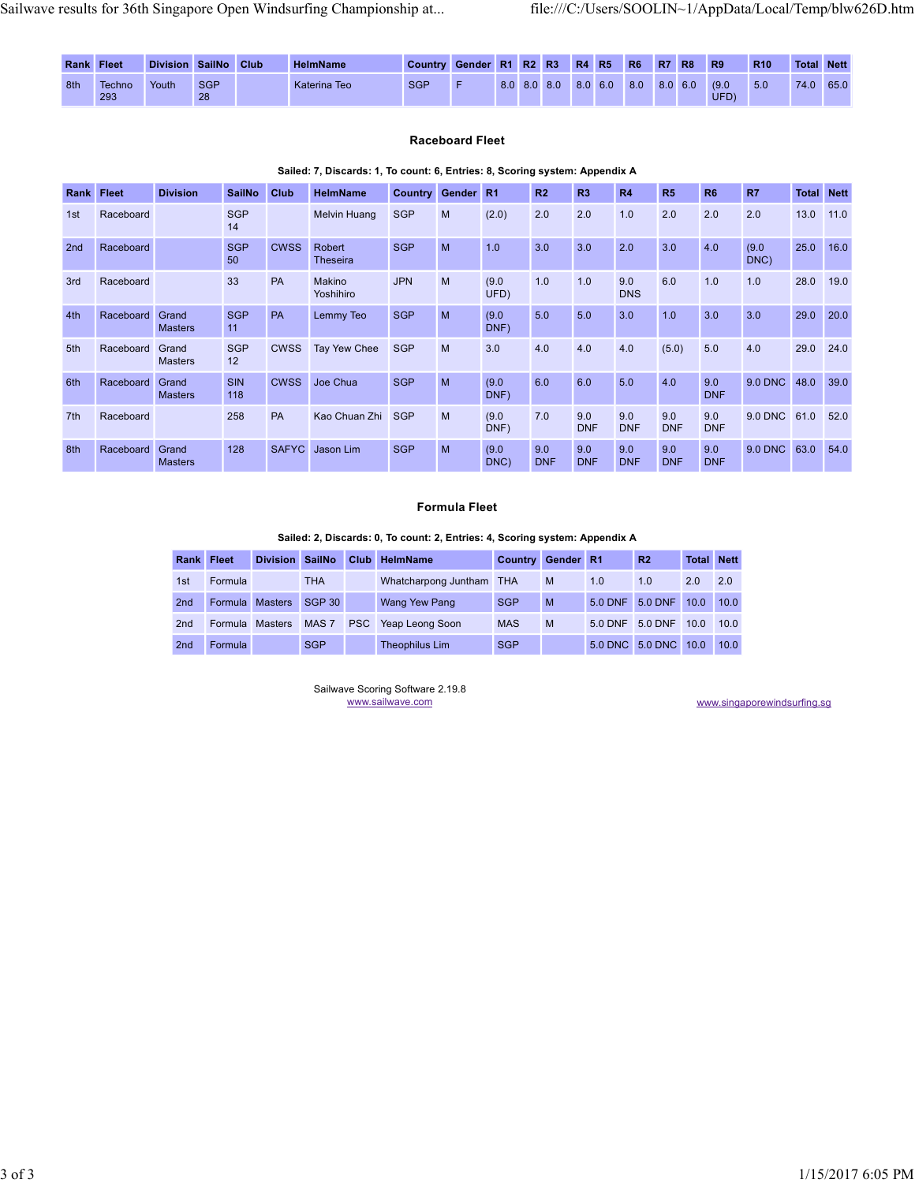| Rank | Fleet | Division | SailNo | Club | HelmName | Country | Gender | R1 | R2 | R3 | R4 | R5 | R6 | R7 | R8 | R9 | R10 | Total | Nett |
|---|---|---|---|---|---|---|---|---|---|---|---|---|---|---|---|---|---|---|---|
| 8th | Techno 293 | Youth | SGP 28 | | Katerina Teo | SGP | F | 8.0 | 8.0 | 8.0 | 8.0 | 6.0 | 8.0 | 8.0 | 6.0 | (9.0 UFD) | 5.0 | 74.0 | 65.0 |

### Raceboard Fleet

**Sailed: 7, Discards: 1, To count: 6, Entries: 8, Scoring system: Appendix A**

| Rank | Fleet | Division | SailNo | Club | HelmName | Country | Gender | R1 | R2 | R3 | R4 | R5 | R6 | R7 | Total | Nett |
|---|---|---|---|---|---|---|---|---|---|---|---|---|---|---|---|---|
| 1st | Raceboard | | SGP 14 | | Melvin Huang | SGP | M | (2.0) | 2.0 | 2.0 | 1.0 | 2.0 | 2.0 | 2.0 | 13.0 | 11.0 |
| 2nd | Raceboard | | SGP 50 | CWSS | Robert Theseira | SGP | M | 1.0 | 3.0 | 3.0 | 2.0 | 3.0 | 4.0 | (9.0 DNC) | 25.0 | 16.0 |
| 3rd | Raceboard | | 33 | PA | Makino Yoshihiro | JPN | M | (9.0 UFD) | 1.0 | 1.0 | 9.0 DNS | 6.0 | 1.0 | 1.0 | 28.0 | 19.0 |
| 4th | Raceboard | Grand Masters | SGP 11 | PA | Lemmy Teo | SGP | M | (9.0 DNF) | 5.0 | 5.0 | 3.0 | 1.0 | 3.0 | 3.0 | 29.0 | 20.0 |
| 5th | Raceboard | Grand Masters | SGP 12 | CWSS | Tay Yew Chee | SGP | M | 3.0 | 4.0 | 4.0 | 4.0 | (5.0) | 5.0 | 4.0 | 29.0 | 24.0 |
| 6th | Raceboard | Grand Masters | SIN 118 | CWSS | Joe Chua | SGP | M | (9.0 DNF) | 6.0 | 6.0 | 5.0 | 4.0 | 9.0 DNF | 9.0 DNC | 48.0 | 39.0 |
| 7th | Raceboard | | 258 | PA | Kao Chuan Zhi | SGP | M | (9.0 DNF) | 7.0 | 9.0 DNF | 9.0 DNF | 9.0 DNF | 9.0 DNF | 9.0 DNC | 61.0 | 52.0 |
| 8th | Raceboard | Grand Masters | 128 | SAFYC | Jason Lim | SGP | M | (9.0 DNC) | 9.0 DNF | 9.0 DNF | 9.0 DNF | 9.0 DNF | 9.0 DNF | 9.0 DNC | 63.0 | 54.0 |

### Formula Fleet

**Sailed: 2, Discards: 0, To count: 2, Entries: 4, Scoring system: Appendix A**

| Rank | Fleet | Division | SailNo | Club | HelmName | Country | Gender | R1 | R2 | Total | Nett |
|---|---|---|---|---|---|---|---|---|---|---|---|
| 1st | Formula | | THA | | Whatcharpong Juntham | THA | M | 1.0 | 1.0 | 2.0 | 2.0 |
| 2nd | Formula | Masters | SGP 30 | | Wang Yew Pang | SGP | M | 5.0 DNF | 5.0 DNF | 10.0 | 10.0 |
| 2nd | Formula | Masters | MAS 7 | PSC | Yeap Leong Soon | MAS | M | 5.0 DNF | 5.0 DNF | 10.0 | 10.0 |
| 2nd | Formula | | SGP | | Theophilus Lim | SGP | | 5.0 DNC | 5.0 DNC | 10.0 | 10.0 |

Sailwave Scoring Software 2.19.8
www.sailwave.com

www.singaporewindsurfing.sg